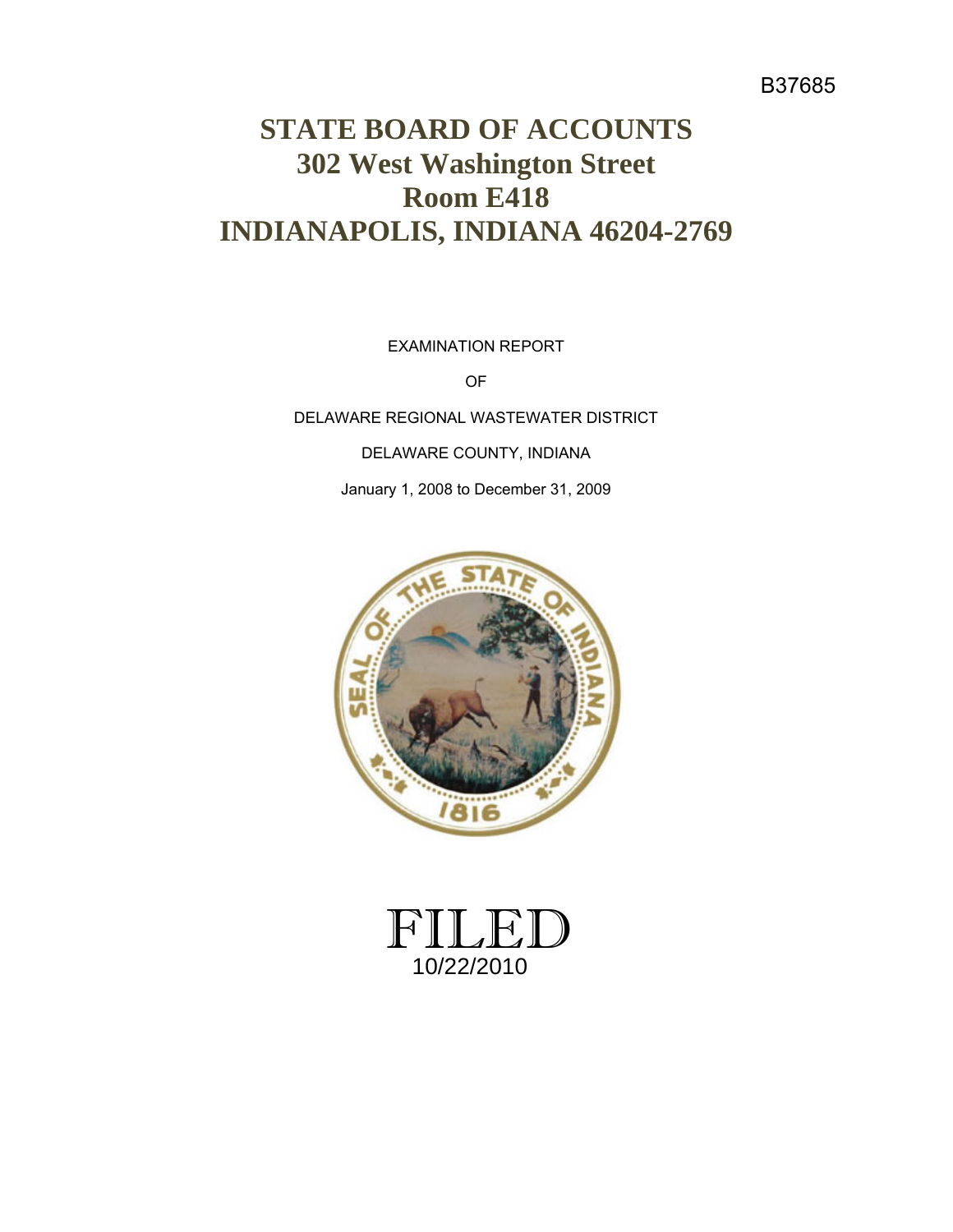B37685

# STATE BOARD OF ACCOUNTS
# 302 West Washington Street
# Room E418
# INDIANAPOLIS, INDIANA 46204-2769

EXAMINATION REPORT

OF

DELAWARE REGIONAL WASTEWATER DISTRICT

DELAWARE COUNTY, INDIANA

January 1, 2008 to December 31, 2009

FILED
10/22/2010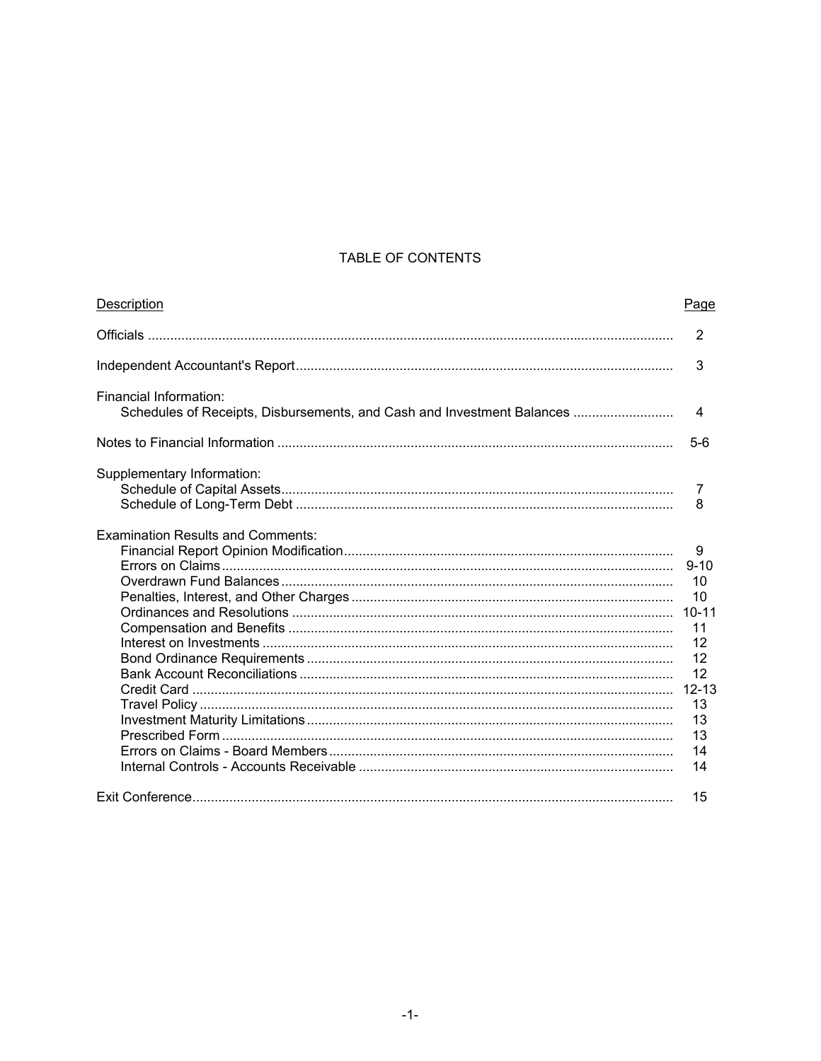# TABLE OF CONTENTS

| Description | Page |
|---|---|
| Officials | 2 |
| Independent Accountant's Report | 3 |
| Financial Information: | |
| Schedules of Receipts, Disbursements, and Cash and Investment Balances | 4 |
| Notes to Financial Information | 5-6 |
| Supplementary Information: | |
| Schedule of Capital Assets | 7 |
| Schedule of Long-Term Debt | 8 |
| Examination Results and Comments: | |
| Financial Report Opinion Modification | 9 |
| Errors on Claims | 9-10 |
| Overdrawn Fund Balances | 10 |
| Penalties, Interest, and Other Charges | 10 |
| Ordinances and Resolutions | 10-11 |
| Compensation and Benefits | 11 |
| Interest on Investments | 12 |
| Bond Ordinance Requirements | 12 |
| Bank Account Reconciliations | 12 |
| Credit Card | 12-13 |
| Travel Policy | 13 |
| Investment Maturity Limitations | 13 |
| Prescribed Form | 13 |
| Errors on Claims - Board Members | 14 |
| Internal Controls - Accounts Receivable | 14 |
| Exit Conference | 15 |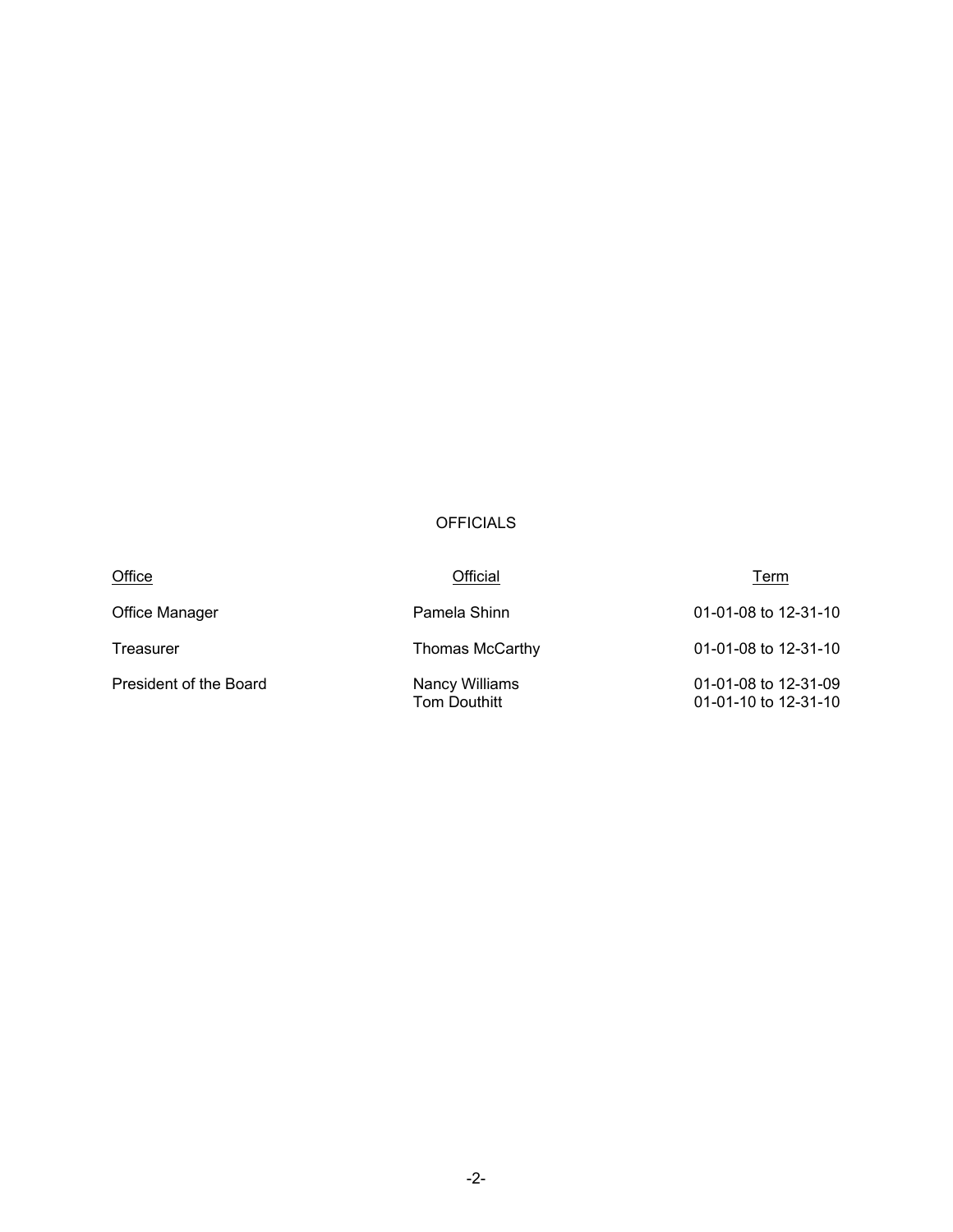# OFFICIALS

| Office | Official | Term |
|---|---|---|
| Office Manager | Pamela Shinn | 01-01-08 to 12-31-10 |
| Treasurer | Thomas McCarthy | 01-01-08 to 12-31-10 |
| President of the Board | Nancy Williams | 01-01-08 to 12-31-09 |
| | Tom Douthitt | 01-01-10 to 12-31-10 |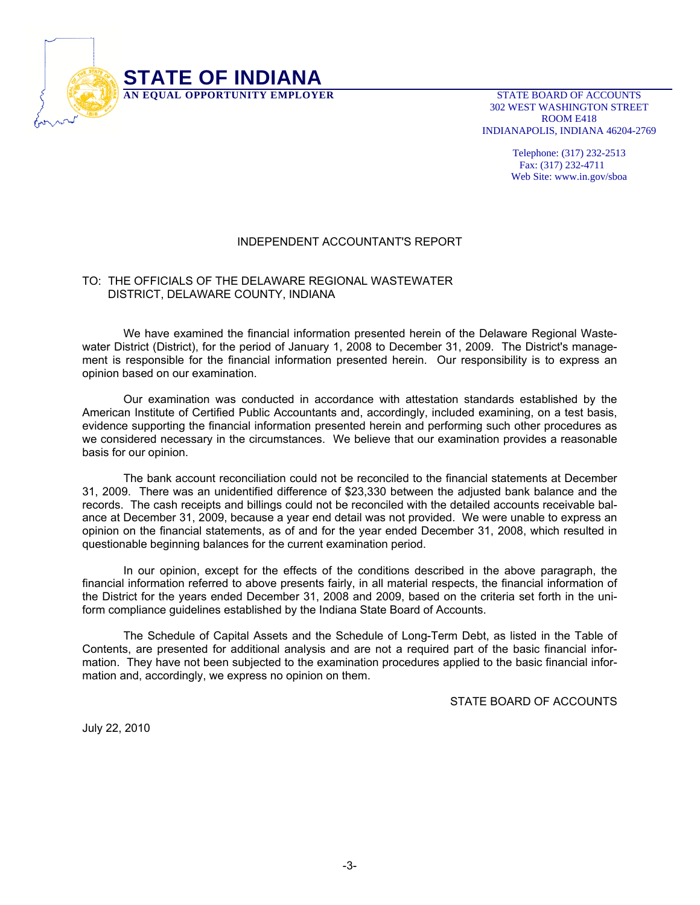**STATE OF INDIANA**
**AN EQUAL OPPORTUNITY EMPLOYER**

STATE BOARD OF ACCOUNTS
302 WEST WASHINGTON STREET
ROOM E418
INDIANAPOLIS, INDIANA 46204-2769

Telephone: (317) 232-2513
Fax: (317) 232-4711
Web Site: www.in.gov/sboa

# INDEPENDENT ACCOUNTANT'S REPORT

TO: THE OFFICIALS OF THE DELAWARE REGIONAL WASTEWATER DISTRICT, DELAWARE COUNTY, INDIANA

We have examined the financial information presented herein of the Delaware Regional Wastewater District (District), for the period of January 1, 2008 to December 31, 2009. The District's management is responsible for the financial information presented herein. Our responsibility is to express an opinion based on our examination.

Our examination was conducted in accordance with attestation standards established by the American Institute of Certified Public Accountants and, accordingly, included examining, on a test basis, evidence supporting the financial information presented herein and performing such other procedures as we considered necessary in the circumstances. We believe that our examination provides a reasonable basis for our opinion.

The bank account reconciliation could not be reconciled to the financial statements at December 31, 2009. There was an unidentified difference of $23,330 between the adjusted bank balance and the records. The cash receipts and billings could not be reconciled with the detailed accounts receivable balance at December 31, 2009, because a year end detail was not provided. We were unable to express an opinion on the financial statements, as of and for the year ended December 31, 2008, which resulted in questionable beginning balances for the current examination period.

In our opinion, except for the effects of the conditions described in the above paragraph, the financial information referred to above presents fairly, in all material respects, the financial information of the District for the years ended December 31, 2008 and 2009, based on the criteria set forth in the uniform compliance guidelines established by the Indiana State Board of Accounts.

The Schedule of Capital Assets and the Schedule of Long-Term Debt, as listed in the Table of Contents, are presented for additional analysis and are not a required part of the basic financial information. They have not been subjected to the examination procedures applied to the basic financial information and, accordingly, we express no opinion on them.

STATE BOARD OF ACCOUNTS

July 22, 2010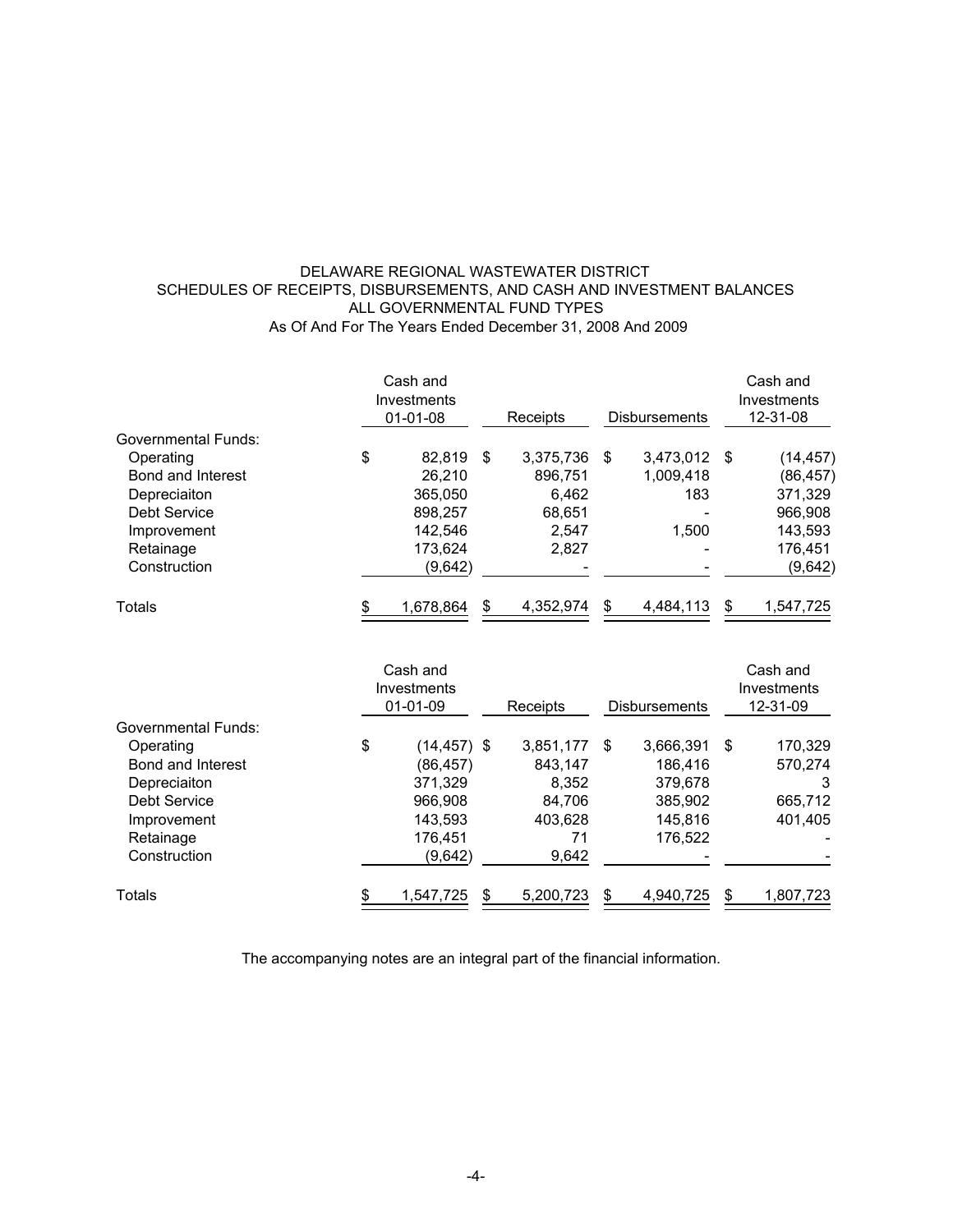# DELAWARE REGIONAL WASTEWATER DISTRICT
## SCHEDULES OF RECEIPTS, DISBURSEMENTS, AND CASH AND INVESTMENT BALANCES
### ALL GOVERNMENTAL FUND TYPES
As Of And For The Years Ended December 31, 2008 And 2009

| | Cash and Investments 01-01-08 | Receipts | Disbursements | Cash and Investments 12-31-08 |
|---|---|---|---|---|
| Governmental Funds: | | | | |
| Operating | $ 82,819 | $ 3,375,736 | $ 3,473,012 | $ (14,457) |
| Bond and Interest | 26,210 | 896,751 | 1,009,418 | (86,457) |
| Depreciaiton | 365,050 | 6,462 | 183 | 371,329 |
| Debt Service | 898,257 | 68,651 | - | 966,908 |
| Improvement | 142,546 | 2,547 | 1,500 | 143,593 |
| Retainage | 173,624 | 2,827 | - | 176,451 |
| Construction | (9,642) | - | - | (9,642) |
| Totals | $ 1,678,864 | $ 4,352,974 | $ 4,484,113 | $ 1,547,725 |

| | Cash and Investments 01-01-09 | Receipts | Disbursements | Cash and Investments 12-31-09 |
|---|---|---|---|---|
| Governmental Funds: | | | | |
| Operating | $ (14,457) | $ 3,851,177 | $ 3,666,391 | $ 170,329 |
| Bond and Interest | (86,457) | 843,147 | 186,416 | 570,274 |
| Depreciaiton | 371,329 | 8,352 | 379,678 | 3 |
| Debt Service | 966,908 | 84,706 | 385,902 | 665,712 |
| Improvement | 143,593 | 403,628 | 145,816 | 401,405 |
| Retainage | 176,451 | 71 | 176,522 | - |
| Construction | (9,642) | 9,642 | - | - |
| Totals | $ 1,547,725 | $ 5,200,723 | $ 4,940,725 | $ 1,807,723 |

The accompanying notes are an integral part of the financial information.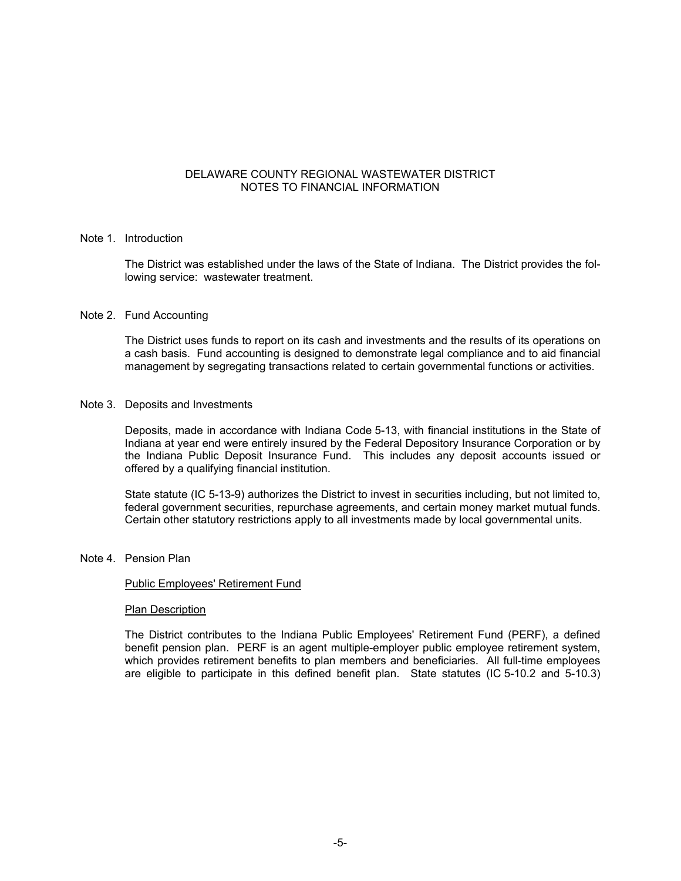# DELAWARE COUNTY REGIONAL WASTEWATER DISTRICT
## NOTES TO FINANCIAL INFORMATION

### Note 1. Introduction

The District was established under the laws of the State of Indiana. The District provides the following service: wastewater treatment.

### Note 2. Fund Accounting

The District uses funds to report on its cash and investments and the results of its operations on a cash basis. Fund accounting is designed to demonstrate legal compliance and to aid financial management by segregating transactions related to certain governmental functions or activities.

### Note 3. Deposits and Investments

Deposits, made in accordance with Indiana Code 5-13, with financial institutions in the State of Indiana at year end were entirely insured by the Federal Depository Insurance Corporation or by the Indiana Public Deposit Insurance Fund. This includes any deposit accounts issued or offered by a qualifying financial institution.

State statute (IC 5-13-9) authorizes the District to invest in securities including, but not limited to, federal government securities, repurchase agreements, and certain money market mutual funds. Certain other statutory restrictions apply to all investments made by local governmental units.

### Note 4. Pension Plan

Public Employees' Retirement Fund

Plan Description

The District contributes to the Indiana Public Employees' Retirement Fund (PERF), a defined benefit pension plan. PERF is an agent multiple-employer public employee retirement system, which provides retirement benefits to plan members and beneficiaries. All full-time employees are eligible to participate in this defined benefit plan. State statutes (IC 5-10.2 and 5-10.3)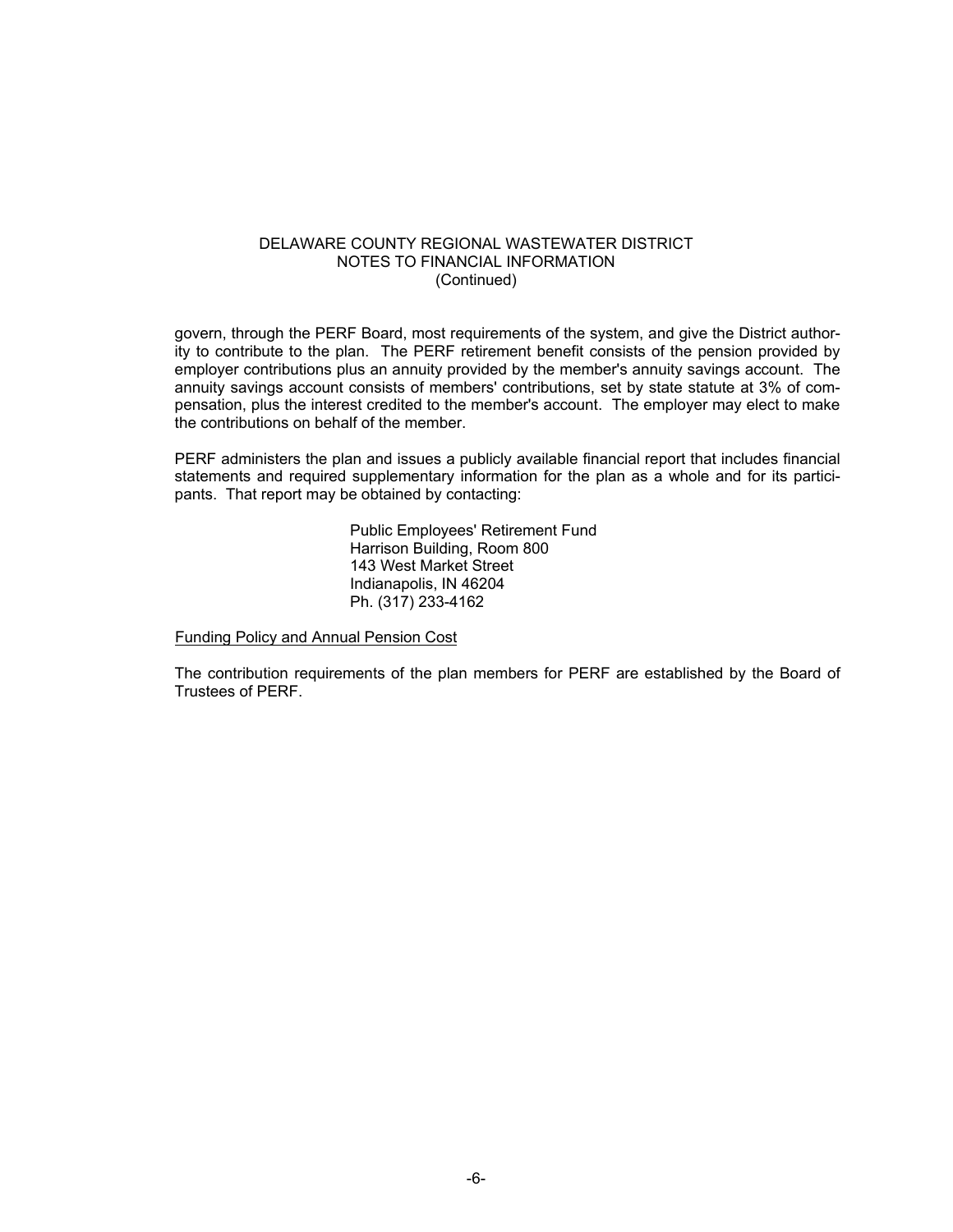govern, through the PERF Board, most requirements of the system, and give the District authority to contribute to the plan. The PERF retirement benefit consists of the pension provided by employer contributions plus an annuity provided by the member's annuity savings account. The annuity savings account consists of members' contributions, set by state statute at 3% of compensation, plus the interest credited to the member's account. The employer may elect to make the contributions on behalf of the member.

PERF administers the plan and issues a publicly available financial report that includes financial statements and required supplementary information for the plan as a whole and for its participants. That report may be obtained by contacting:

> Public Employees' Retirement Fund
> Harrison Building, Room 800
> 143 West Market Street
> Indianapolis, IN 46204
> Ph. (317) 233-4162

Funding Policy and Annual Pension Cost

The contribution requirements of the plan members for PERF are established by the Board of Trustees of PERF.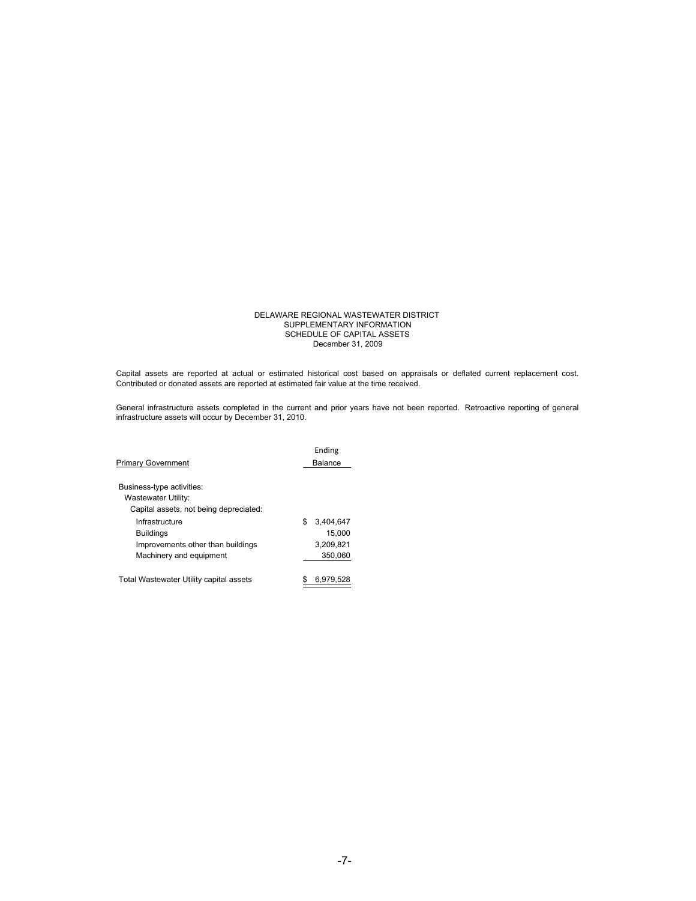# DELAWARE REGIONAL WASTEWATER DISTRICT
## SUPPLEMENTARY INFORMATION
## SCHEDULE OF CAPITAL ASSETS
### December 31, 2009

Capital assets are reported at actual or estimated historical cost based on appraisals or deflated current replacement cost. Contributed or donated assets are reported at estimated fair value at the time received.

General infrastructure assets completed in the current and prior years have not been reported. Retroactive reporting of general infrastructure assets will occur by December 31, 2010.

| Primary Government | Ending Balance |
|---|---|
| Business-type activities: | |
| Wastewater Utility: | |
| Capital assets, not being depreciated: | |
| Infrastructure | $ 3,404,647 |
| Buildings | 15,000 |
| Improvements other than buildings | 3,209,821 |
| Machinery and equipment | 350,060 |
| Total Wastewater Utility capital assets | $ 6,979,528 |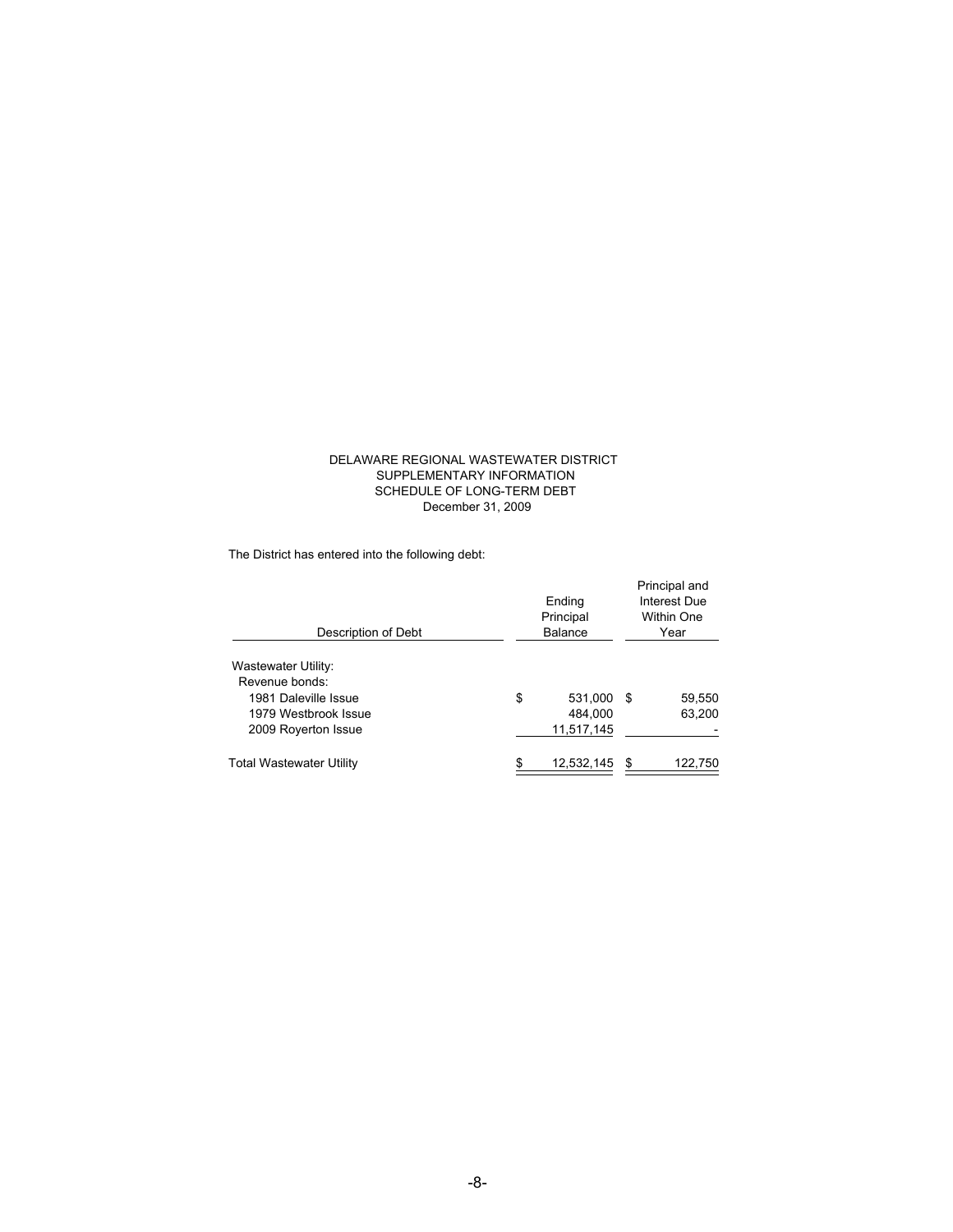DELAWARE REGIONAL WASTEWATER DISTRICT
SUPPLEMENTARY INFORMATION
SCHEDULE OF LONG-TERM DEBT
December 31, 2009

The District has entered into the following debt:

| Description of Debt | Ending Principal Balance | Principal and Interest Due Within One Year |
|---|---|---|
| Wastewater Utility: | | |
| Revenue bonds: | | |
| 1981 Daleville Issue | $ 531,000 | $ 59,550 |
| 1979 Westbrook Issue | 484,000 | 63,200 |
| 2009 Royerton Issue | 11,517,145 | - |
| Total Wastewater Utility | $ 12,532,145 | $ 122,750 |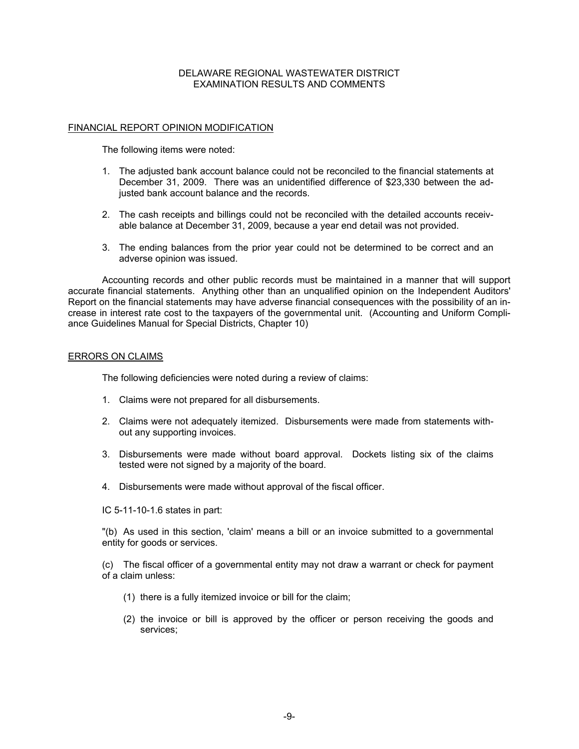# DELAWARE REGIONAL WASTEWATER DISTRICT
## EXAMINATION RESULTS AND COMMENTS

### FINANCIAL REPORT OPINION MODIFICATION

The following items were noted:

1. The adjusted bank account balance could not be reconciled to the financial statements at December 31, 2009. There was an unidentified difference of $23,330 between the adjusted bank account balance and the records.

2. The cash receipts and billings could not be reconciled with the detailed accounts receivable balance at December 31, 2009, because a year end detail was not provided.

3. The ending balances from the prior year could not be determined to be correct and an adverse opinion was issued.

Accounting records and other public records must be maintained in a manner that will support accurate financial statements. Anything other than an unqualified opinion on the Independent Auditors' Report on the financial statements may have adverse financial consequences with the possibility of an increase in interest rate cost to the taxpayers of the governmental unit. (Accounting and Uniform Compliance Guidelines Manual for Special Districts, Chapter 10)

### ERRORS ON CLAIMS

The following deficiencies were noted during a review of claims:

1. Claims were not prepared for all disbursements.

2. Claims were not adequately itemized. Disbursements were made from statements without any supporting invoices.

3. Disbursements were made without board approval. Dockets listing six of the claims tested were not signed by a majority of the board.

4. Disbursements were made without approval of the fiscal officer.

IC 5-11-10-1.6 states in part:

"(b) As used in this section, 'claim' means a bill or an invoice submitted to a governmental entity for goods or services.

(c) The fiscal officer of a governmental entity may not draw a warrant or check for payment of a claim unless:

(1) there is a fully itemized invoice or bill for the claim;

(2) the invoice or bill is approved by the officer or person receiving the goods and services;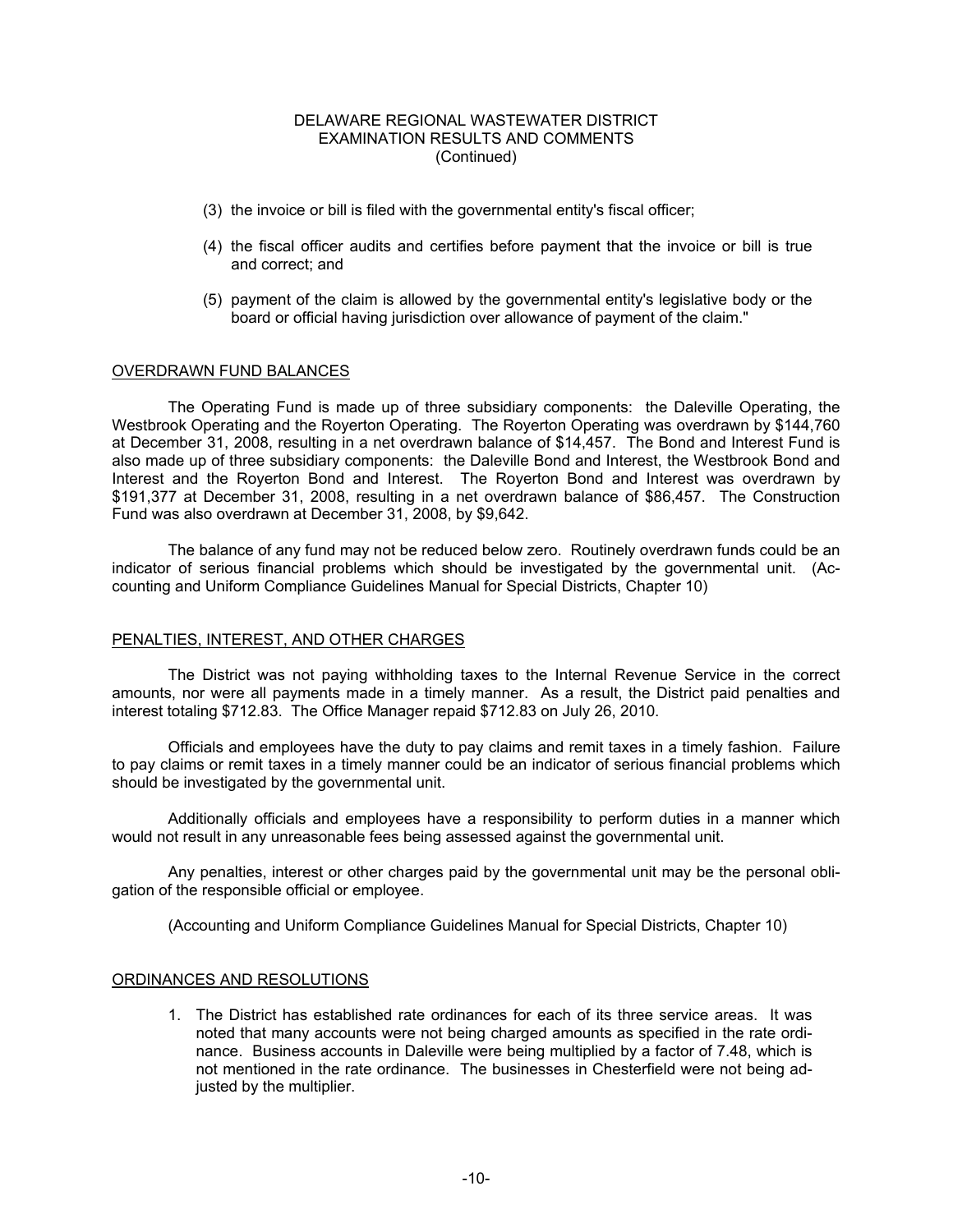(3) the invoice or bill is filed with the governmental entity's fiscal officer;

(4) the fiscal officer audits and certifies before payment that the invoice or bill is true and correct; and

(5) payment of the claim is allowed by the governmental entity's legislative body or the board or official having jurisdiction over allowance of payment of the claim."

## OVERDRAWN FUND BALANCES

The Operating Fund is made up of three subsidiary components: the Daleville Operating, the Westbrook Operating and the Royerton Operating. The Royerton Operating was overdrawn by $144,760 at December 31, 2008, resulting in a net overdrawn balance of $14,457. The Bond and Interest Fund is also made up of three subsidiary components: the Daleville Bond and Interest, the Westbrook Bond and Interest and the Royerton Bond and Interest. The Royerton Bond and Interest was overdrawn by $191,377 at December 31, 2008, resulting in a net overdrawn balance of $86,457. The Construction Fund was also overdrawn at December 31, 2008, by $9,642.

The balance of any fund may not be reduced below zero. Routinely overdrawn funds could be an indicator of serious financial problems which should be investigated by the governmental unit. (Accounting and Uniform Compliance Guidelines Manual for Special Districts, Chapter 10)

## PENALTIES, INTEREST, AND OTHER CHARGES

The District was not paying withholding taxes to the Internal Revenue Service in the correct amounts, nor were all payments made in a timely manner. As a result, the District paid penalties and interest totaling $712.83. The Office Manager repaid $712.83 on July 26, 2010.

Officials and employees have the duty to pay claims and remit taxes in a timely fashion. Failure to pay claims or remit taxes in a timely manner could be an indicator of serious financial problems which should be investigated by the governmental unit.

Additionally officials and employees have a responsibility to perform duties in a manner which would not result in any unreasonable fees being assessed against the governmental unit.

Any penalties, interest or other charges paid by the governmental unit may be the personal obligation of the responsible official or employee.

(Accounting and Uniform Compliance Guidelines Manual for Special Districts, Chapter 10)

## ORDINANCES AND RESOLUTIONS

1. The District has established rate ordinances for each of its three service areas. It was noted that many accounts were not being charged amounts as specified in the rate ordinance. Business accounts in Daleville were being multiplied by a factor of 7.48, which is not mentioned in the rate ordinance. The businesses in Chesterfield were not being adjusted by the multiplier.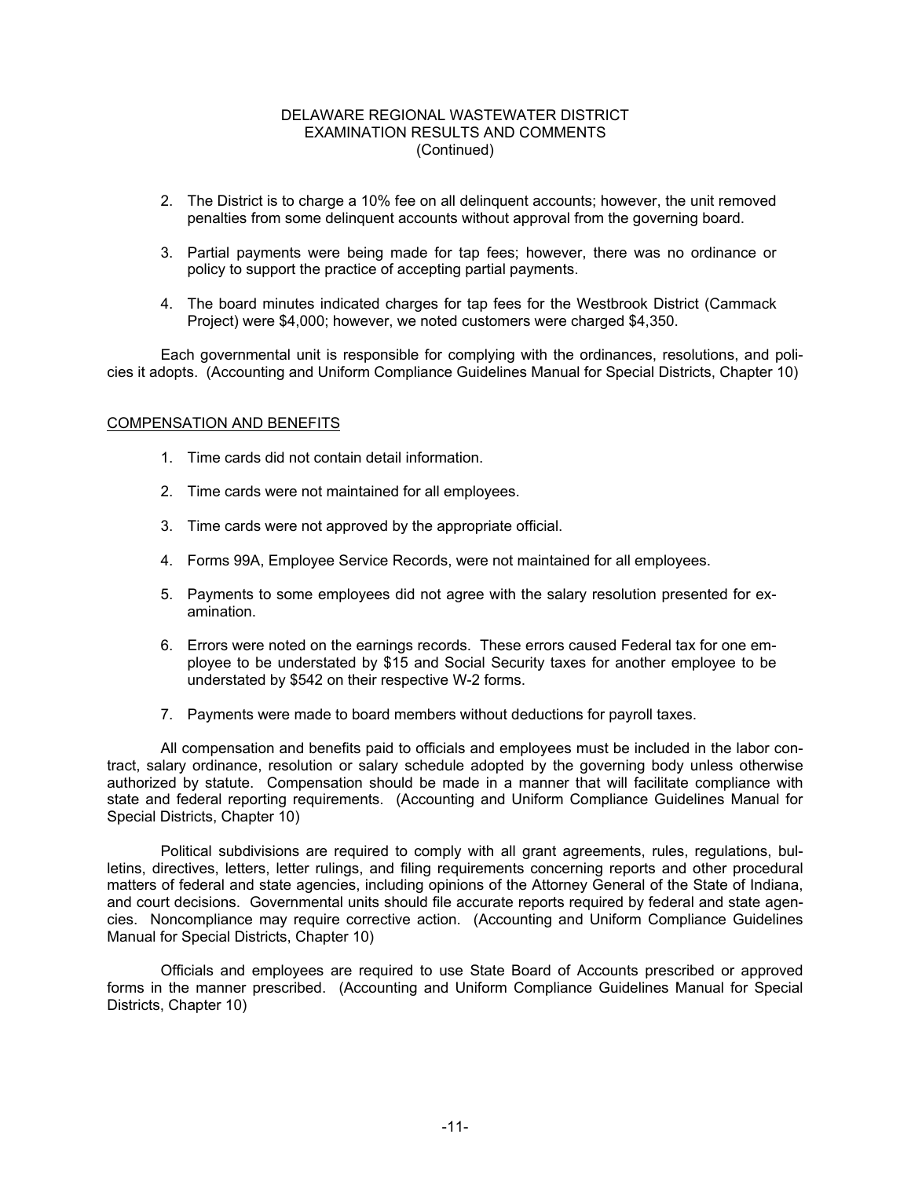2. The District is to charge a 10% fee on all delinquent accounts; however, the unit removed penalties from some delinquent accounts without approval from the governing board.

3. Partial payments were being made for tap fees; however, there was no ordinance or policy to support the practice of accepting partial payments.

4. The board minutes indicated charges for tap fees for the Westbrook District (Cammack Project) were $4,000; however, we noted customers were charged $4,350.

Each governmental unit is responsible for complying with the ordinances, resolutions, and policies it adopts. (Accounting and Uniform Compliance Guidelines Manual for Special Districts, Chapter 10)

## COMPENSATION AND BENEFITS

1. Time cards did not contain detail information.

2. Time cards were not maintained for all employees.

3. Time cards were not approved by the appropriate official.

4. Forms 99A, Employee Service Records, were not maintained for all employees.

5. Payments to some employees did not agree with the salary resolution presented for examination.

6. Errors were noted on the earnings records. These errors caused Federal tax for one employee to be understated by $15 and Social Security taxes for another employee to be understated by $542 on their respective W-2 forms.

7. Payments were made to board members without deductions for payroll taxes.

All compensation and benefits paid to officials and employees must be included in the labor contract, salary ordinance, resolution or salary schedule adopted by the governing body unless otherwise authorized by statute. Compensation should be made in a manner that will facilitate compliance with state and federal reporting requirements. (Accounting and Uniform Compliance Guidelines Manual for Special Districts, Chapter 10)

Political subdivisions are required to comply with all grant agreements, rules, regulations, bulletins, directives, letters, letter rulings, and filing requirements concerning reports and other procedural matters of federal and state agencies, including opinions of the Attorney General of the State of Indiana, and court decisions. Governmental units should file accurate reports required by federal and state agencies. Noncompliance may require corrective action. (Accounting and Uniform Compliance Guidelines Manual for Special Districts, Chapter 10)

Officials and employees are required to use State Board of Accounts prescribed or approved forms in the manner prescribed. (Accounting and Uniform Compliance Guidelines Manual for Special Districts, Chapter 10)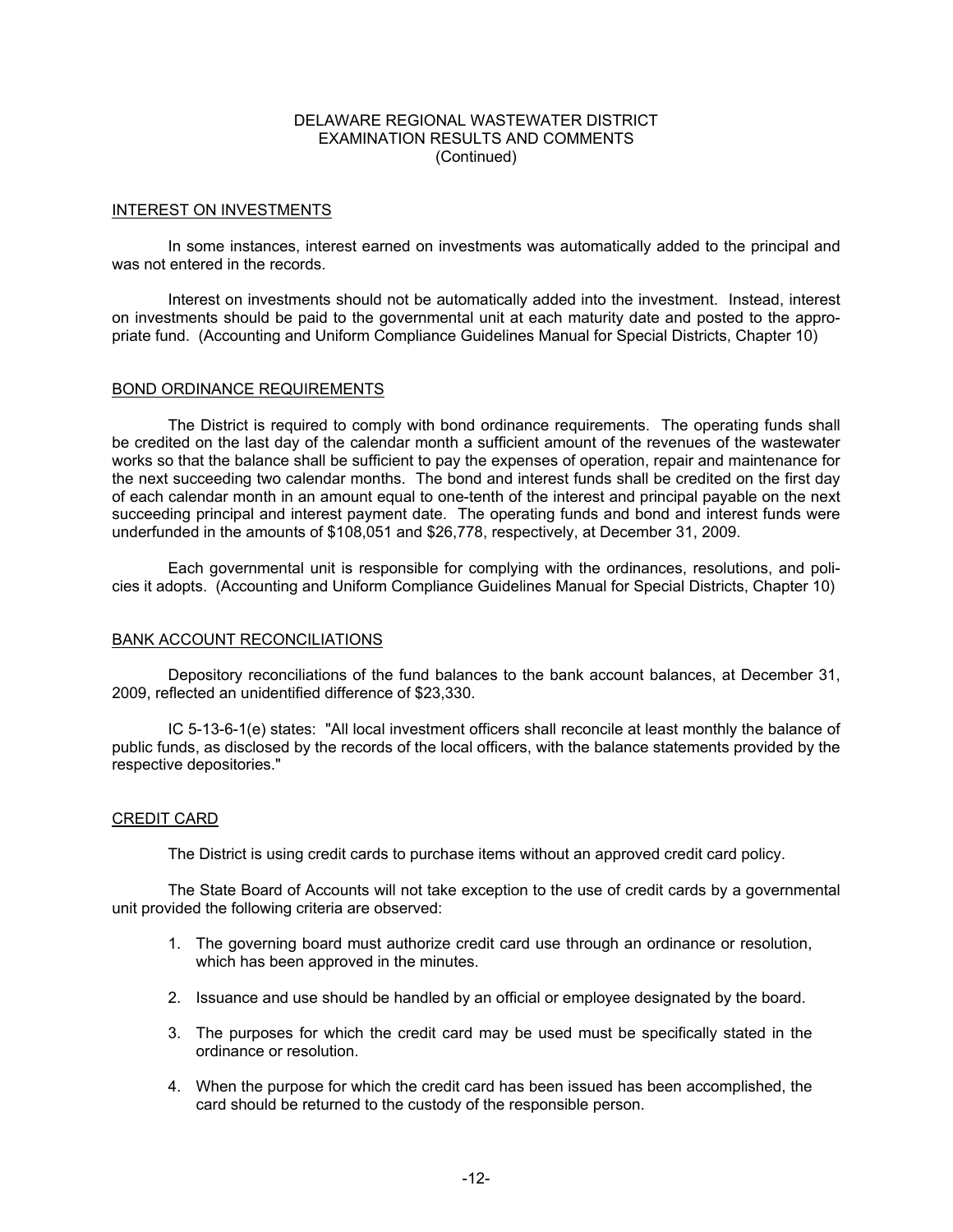# DELAWARE REGIONAL WASTEWATER DISTRICT
## EXAMINATION RESULTS AND COMMENTS
(Continued)

### INTEREST ON INVESTMENTS

In some instances, interest earned on investments was automatically added to the principal and was not entered in the records.

Interest on investments should not be automatically added into the investment. Instead, interest on investments should be paid to the governmental unit at each maturity date and posted to the appropriate fund. (Accounting and Uniform Compliance Guidelines Manual for Special Districts, Chapter 10)

### BOND ORDINANCE REQUIREMENTS

The District is required to comply with bond ordinance requirements. The operating funds shall be credited on the last day of the calendar month a sufficient amount of the revenues of the wastewater works so that the balance shall be sufficient to pay the expenses of operation, repair and maintenance for the next succeeding two calendar months. The bond and interest funds shall be credited on the first day of each calendar month in an amount equal to one-tenth of the interest and principal payable on the next succeeding principal and interest payment date. The operating funds and bond and interest funds were underfunded in the amounts of $108,051 and $26,778, respectively, at December 31, 2009.

Each governmental unit is responsible for complying with the ordinances, resolutions, and policies it adopts. (Accounting and Uniform Compliance Guidelines Manual for Special Districts, Chapter 10)

### BANK ACCOUNT RECONCILIATIONS

Depository reconciliations of the fund balances to the bank account balances, at December 31, 2009, reflected an unidentified difference of $23,330.

IC 5-13-6-1(e) states: "All local investment officers shall reconcile at least monthly the balance of public funds, as disclosed by the records of the local officers, with the balance statements provided by the respective depositories."

### CREDIT CARD

The District is using credit cards to purchase items without an approved credit card policy.

The State Board of Accounts will not take exception to the use of credit cards by a governmental unit provided the following criteria are observed:

1. The governing board must authorize credit card use through an ordinance or resolution, which has been approved in the minutes.
2. Issuance and use should be handled by an official or employee designated by the board.
3. The purposes for which the credit card may be used must be specifically stated in the ordinance or resolution.
4. When the purpose for which the credit card has been issued has been accomplished, the card should be returned to the custody of the responsible person.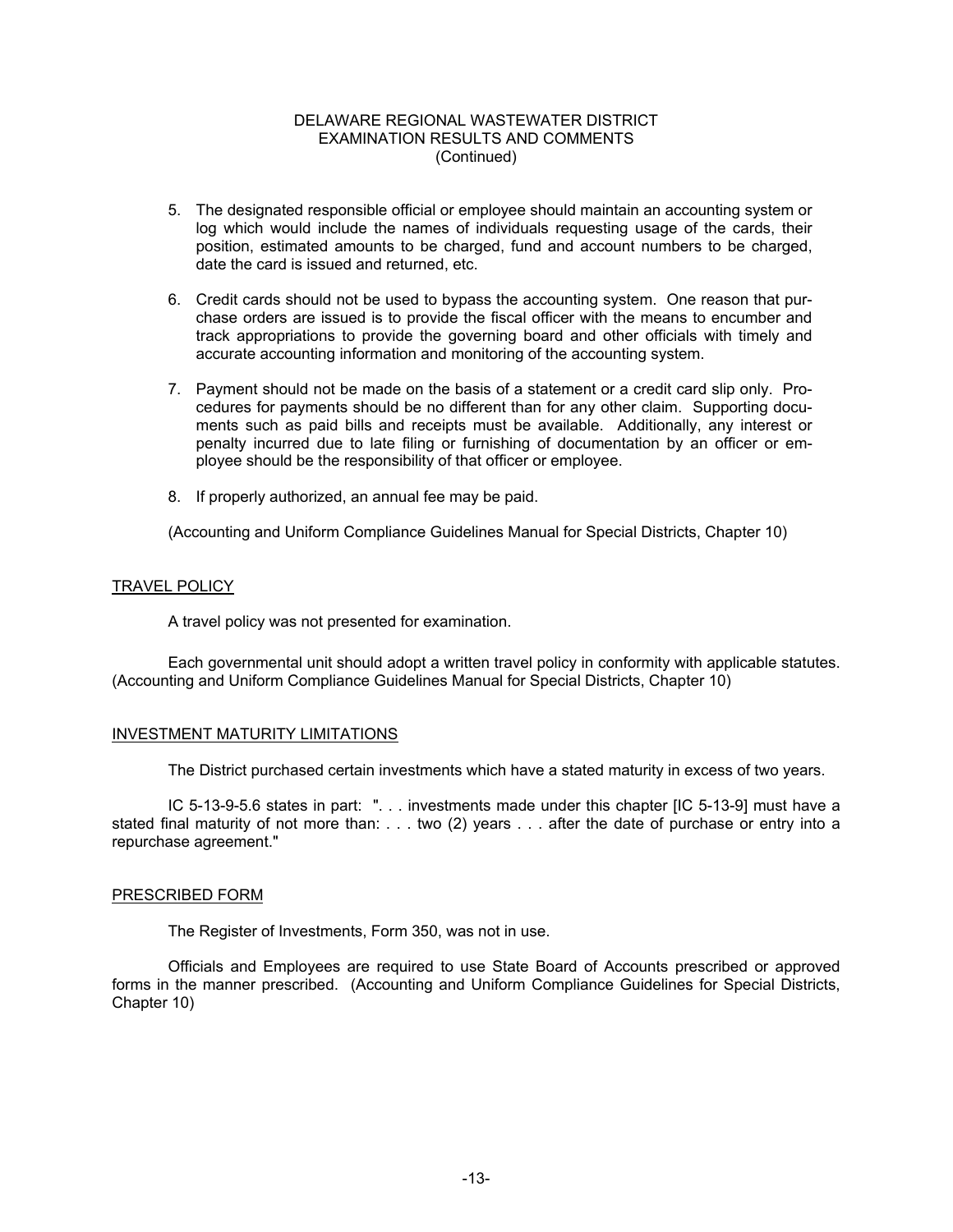5. The designated responsible official or employee should maintain an accounting system or log which would include the names of individuals requesting usage of the cards, their position, estimated amounts to be charged, fund and account numbers to be charged, date the card is issued and returned, etc.

6. Credit cards should not be used to bypass the accounting system. One reason that purchase orders are issued is to provide the fiscal officer with the means to encumber and track appropriations to provide the governing board and other officials with timely and accurate accounting information and monitoring of the accounting system.

7. Payment should not be made on the basis of a statement or a credit card slip only. Procedures for payments should be no different than for any other claim. Supporting documents such as paid bills and receipts must be available. Additionally, any interest or penalty incurred due to late filing or furnishing of documentation by an officer or employee should be the responsibility of that officer or employee.

8. If properly authorized, an annual fee may be paid.

(Accounting and Uniform Compliance Guidelines Manual for Special Districts, Chapter 10)

## TRAVEL POLICY

A travel policy was not presented for examination.

Each governmental unit should adopt a written travel policy in conformity with applicable statutes. (Accounting and Uniform Compliance Guidelines Manual for Special Districts, Chapter 10)

## INVESTMENT MATURITY LIMITATIONS

The District purchased certain investments which have a stated maturity in excess of two years.

IC 5-13-9-5.6 states in part: ". . . investments made under this chapter [IC 5-13-9] must have a stated final maturity of not more than: . . . two (2) years . . . after the date of purchase or entry into a repurchase agreement."

## PRESCRIBED FORM

The Register of Investments, Form 350, was not in use.

Officials and Employees are required to use State Board of Accounts prescribed or approved forms in the manner prescribed. (Accounting and Uniform Compliance Guidelines for Special Districts, Chapter 10)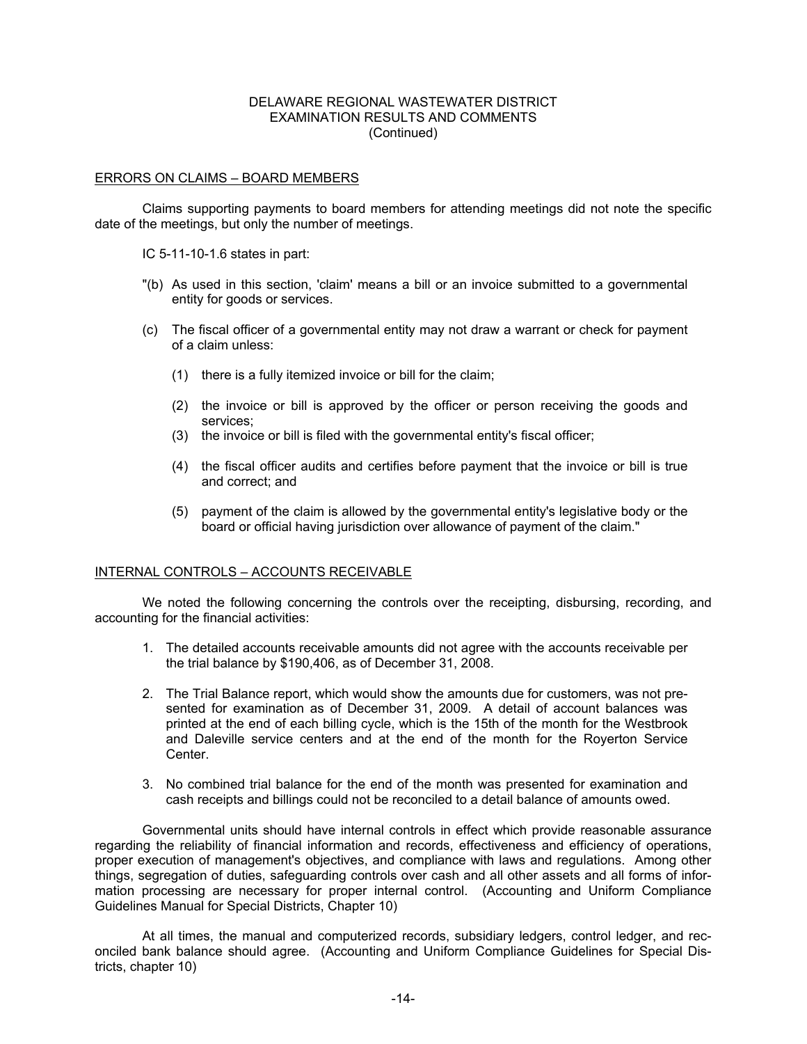DELAWARE REGIONAL WASTEWATER DISTRICT
EXAMINATION RESULTS AND COMMENTS
(Continued)

ERRORS ON CLAIMS – BOARD MEMBERS

Claims supporting payments to board members for attending meetings did not note the specific date of the meetings, but only the number of meetings.

IC 5-11-10-1.6 states in part:

"(b) As used in this section, 'claim' means a bill or an invoice submitted to a governmental entity for goods or services.

(c) The fiscal officer of a governmental entity may not draw a warrant or check for payment of a claim unless:

(1) there is a fully itemized invoice or bill for the claim;

(2) the invoice or bill is approved by the officer or person receiving the goods and services;

(3) the invoice or bill is filed with the governmental entity's fiscal officer;

(4) the fiscal officer audits and certifies before payment that the invoice or bill is true and correct; and

(5) payment of the claim is allowed by the governmental entity's legislative body or the board or official having jurisdiction over allowance of payment of the claim."

INTERNAL CONTROLS – ACCOUNTS RECEIVABLE

We noted the following concerning the controls over the receipting, disbursing, recording, and accounting for the financial activities:

1. The detailed accounts receivable amounts did not agree with the accounts receivable per the trial balance by $190,406, as of December 31, 2008.

2. The Trial Balance report, which would show the amounts due for customers, was not presented for examination as of December 31, 2009. A detail of account balances was printed at the end of each billing cycle, which is the 15th of the month for the Westbrook and Daleville service centers and at the end of the month for the Royerton Service Center.

3. No combined trial balance for the end of the month was presented for examination and cash receipts and billings could not be reconciled to a detail balance of amounts owed.

Governmental units should have internal controls in effect which provide reasonable assurance regarding the reliability of financial information and records, effectiveness and efficiency of operations, proper execution of management's objectives, and compliance with laws and regulations. Among other things, segregation of duties, safeguarding controls over cash and all other assets and all forms of information processing are necessary for proper internal control. (Accounting and Uniform Compliance Guidelines Manual for Special Districts, Chapter 10)

At all times, the manual and computerized records, subsidiary ledgers, control ledger, and reconciled bank balance should agree. (Accounting and Uniform Compliance Guidelines for Special Districts, chapter 10)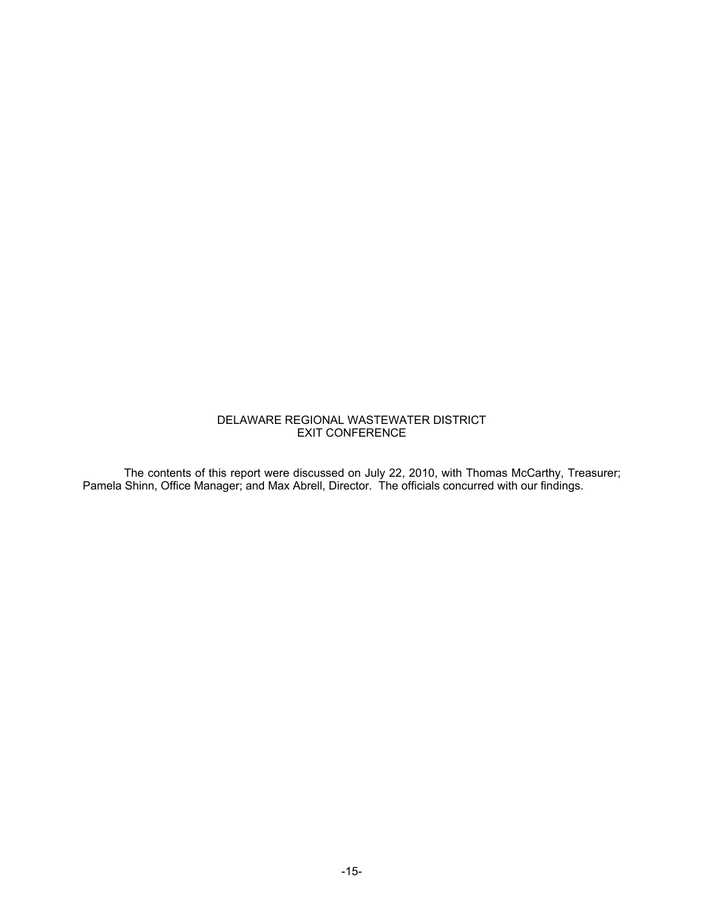# DELAWARE REGIONAL WASTEWATER DISTRICT
# EXIT CONFERENCE

The contents of this report were discussed on July 22, 2010, with Thomas McCarthy, Treasurer; Pamela Shinn, Office Manager; and Max Abrell, Director. The officials concurred with our findings.